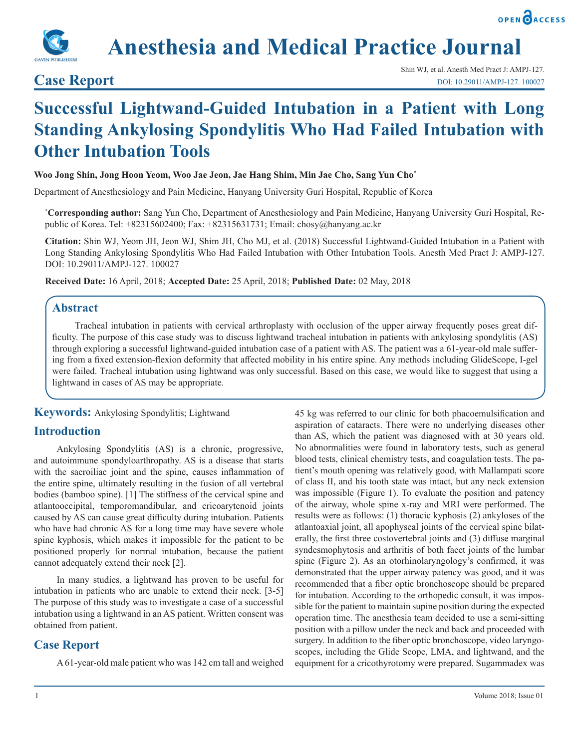# Successful Lightwand-Guided Intubation in a Patient with Long Standing Ankylosing Spondylitis Who Had Failed Intubation with Other Intubation Tools

**Case Report**

**Woo Jong Shin, Jong Hoon Yeom, Woo Jae Jeon, Jae Hang Shim, Min Jae Cho, Sang Yun Cho***

Department of Anesthesiology and Pain Medicine, Hanyang University Guri Hospital, Republic of Korea

***Corresponding author:** Sang Yun Cho, Department of Anesthesiology and Pain Medicine, Hanyang University Guri Hospital, Republic of Korea. Tel: +82315602400; Fax: +82315631731; Email: chosy@hanyang.ac.kr

**Citation:** Shin WJ, Yeom JH, Jeon WJ, Shim JH, Cho MJ, et al. (2018) Successful Lightwand-Guided Intubation in a Patient with Long Standing Ankylosing Spondylitis Who Had Failed Intubation with Other Intubation Tools. Anesth Med Pract J: AMPJ-127. DOI: 10.29011/AMPJ-127. 100027

**Received Date:** 16 April, 2018; **Accepted Date:** 25 April, 2018; **Published Date:** 02 May, 2018

## Abstract

Tracheal intubation in patients with cervical arthroplasty with occlusion of the upper airway frequently poses great difficulty. The purpose of this case study was to discuss lightwand tracheal intubation in patients with ankylosing spondylitis (AS) through exploring a successful lightwand-guided intubation case of a patient with AS. The patient was a 61-year-old male suffering from a fixed extension-flexion deformity that affected mobility in his entire spine. Any methods including GlideScope, I-gel were failed. Tracheal intubation using lightwand was only successful. Based on this case, we would like to suggest that using a lightwand in cases of AS may be appropriate.

**Keywords:** Ankylosing Spondylitis; Lightwand

## Introduction

Ankylosing Spondylitis (AS) is a chronic, progressive, and autoimmune spondyloarthropathy. AS is a disease that starts with the sacroiliac joint and the spine, causes inflammation of the entire spine, ultimately resulting in the fusion of all vertebral bodies (bamboo spine). [1] The stiffness of the cervical spine and atlantooccipital, temporomandibular, and cricoarytenoid joints caused by AS can cause great difficulty during intubation. Patients who have had chronic AS for a long time may have severe whole spine kyphosis, which makes it impossible for the patient to be positioned properly for normal intubation, because the patient cannot adequately extend their neck [2].

In many studies, a lightwand has proven to be useful for intubation in patients who are unable to extend their neck. [3-5] The purpose of this study was to investigate a case of a successful intubation using a lightwand in an AS patient. Written consent was obtained from patient.

## Case Report

A 61-year-old male patient who was 142 cm tall and weighed 45 kg was referred to our clinic for both phacoemulsification and aspiration of cataracts. There were no underlying diseases other than AS, which the patient was diagnosed with at 30 years old. No abnormalities were found in laboratory tests, such as general blood tests, clinical chemistry tests, and coagulation tests. The patient's mouth opening was relatively good, with Mallampati score of class II, and his tooth state was intact, but any neck extension was impossible (Figure 1). To evaluate the position and patency of the airway, whole spine x-ray and MRI were performed. The results were as follows: (1) thoracic kyphosis (2) ankyloses of the atlantoaxial joint, all apophyseal joints of the cervical spine bilaterally, the first three costovertebral joints and (3) diffuse marginal syndesmophytosis and arthritis of both facet joints of the lumbar spine (Figure 2). As an otorhinolaryngology's confirmed, it was demonstrated that the upper airway patency was good, and it was recommended that a fiber optic bronchoscope should be prepared for intubation. According to the orthopedic consult, it was impossible for the patient to maintain supine position during the expected operation time. The anesthesia team decided to use a semi-sitting position with a pillow under the neck and back and proceeded with surgery. In addition to the fiber optic bronchoscope, video laryngoscopes, including the Glide Scope, LMA, and lightwand, and the equipment for a cricothyrotomy were prepared. Sugammadex was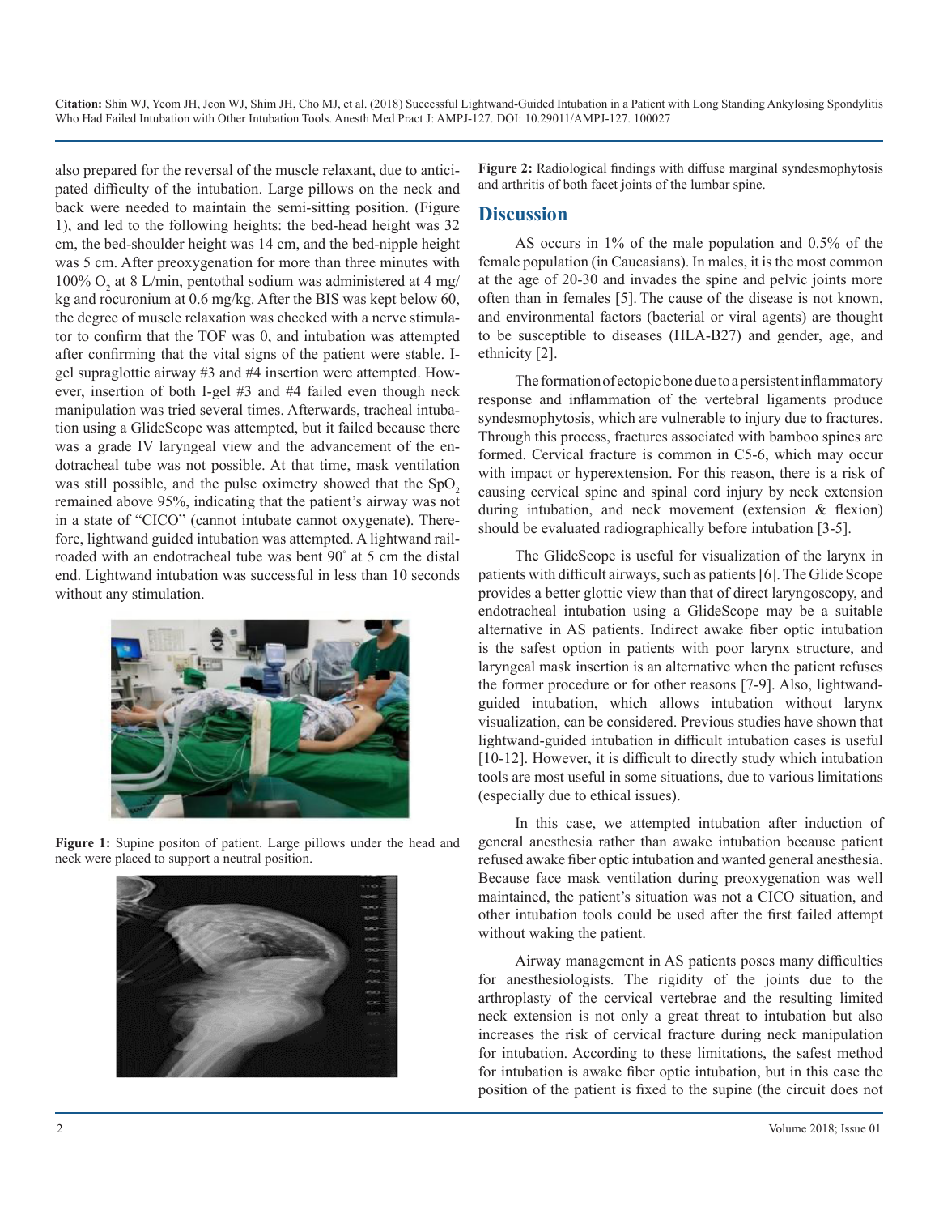also prepared for the reversal of the muscle relaxant, due to anticipated difficulty of the intubation. Large pillows on the neck and back were needed to maintain the semi-sitting position. (Figure 1), and led to the following heights: the bed-head height was 32 cm, the bed-shoulder height was 14 cm, and the bed-nipple height was 5 cm. After preoxygenation for more than three minutes with 100% $O_2$ at 8 L/min, pentothal sodium was administered at 4 mg/kg and rocuronium at 0.6 mg/kg. After the BIS was kept below 60, the degree of muscle relaxation was checked with a nerve stimulator to confirm that the TOF was 0, and intubation was attempted after confirming that the vital signs of the patient were stable. I-gel supraglottic airway #3 and #4 insertion were attempted. However, insertion of both I-gel #3 and #4 failed even though neck manipulation was tried several times. Afterwards, tracheal intubation using a GlideScope was attempted, but it failed because there was a grade IV laryngeal view and the advancement of the endotracheal tube was not possible. At that time, mask ventilation was still possible, and the pulse oximetry showed that the $SpO_2$ remained above 95%, indicating that the patient's airway was not in a state of "CICO" (cannot intubate cannot oxygenate). Therefore, lightwand guided intubation was attempted. A lightwand railroaded with an endotracheal tube was bent 90° at 5 cm the distal end. Lightwand intubation was successful in less than 10 seconds without any stimulation.

**Figure 1:** Supine positon of patient. Large pillows under the head and neck were placed to support a neutral position.

**Figure 2:** Radiological findings with diffuse marginal syndesmophytosis and arthritis of both facet joints of the lumbar spine.

## Discussion

AS occurs in 1% of the male population and 0.5% of the female population (in Caucasians). In males, it is the most common at the age of 20-30 and invades the spine and pelvic joints more often than in females [5]. The cause of the disease is not known, and environmental factors (bacterial or viral agents) are thought to be susceptible to diseases (HLA-B27) and gender, age, and ethnicity [2].

The formation of ectopic bone due to a persistent inflammatory response and inflammation of the vertebral ligaments produce syndesmophytosis, which are vulnerable to injury due to fractures. Through this process, fractures associated with bamboo spines are formed. Cervical fracture is common in C5-6, which may occur with impact or hyperextension. For this reason, there is a risk of causing cervical spine and spinal cord injury by neck extension during intubation, and neck movement (extension & flexion) should be evaluated radiographically before intubation [3-5].

The GlideScope is useful for visualization of the larynx in patients with difficult airways, such as patients [6]. The Glide Scope provides a better glottic view than that of direct laryngoscopy, and endotracheal intubation using a GlideScope may be a suitable alternative in AS patients. Indirect awake fiber optic intubation is the safest option in patients with poor larynx structure, and laryngeal mask insertion is an alternative when the patient refuses the former procedure or for other reasons [7-9]. Also, lightwand-guided intubation, which allows intubation without larynx visualization, can be considered. Previous studies have shown that lightwand-guided intubation in difficult intubation cases is useful [10-12]. However, it is difficult to directly study which intubation tools are most useful in some situations, due to various limitations (especially due to ethical issues).

In this case, we attempted intubation after induction of general anesthesia rather than awake intubation because patient refused awake fiber optic intubation and wanted general anesthesia. Because face mask ventilation during preoxygenation was well maintained, the patient's situation was not a CICO situation, and other intubation tools could be used after the first failed attempt without waking the patient.

Airway management in AS patients poses many difficulties for anesthesiologists. The rigidity of the joints due to the arthroplasty of the cervical vertebrae and the resulting limited neck extension is not only a great threat to intubation but also increases the risk of cervical fracture during neck manipulation for intubation. According to these limitations, the safest method for intubation is awake fiber optic intubation, but in this case the position of the patient is fixed to the supine (the circuit does not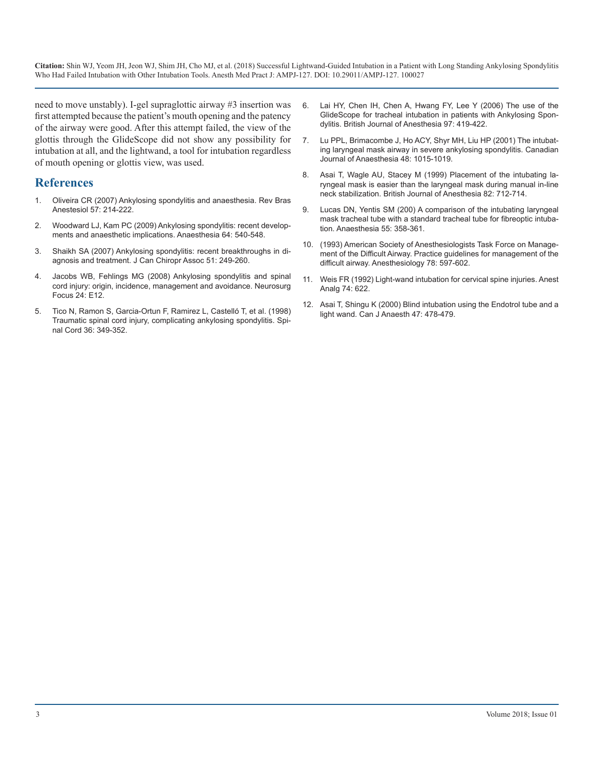need to move unstably). I-gel supraglottic airway #3 insertion was first attempted because the patient's mouth opening and the patency of the airway were good. After this attempt failed, the view of the glottis through the GlideScope did not show any possibility for intubation at all, and the lightwand, a tool for intubation regardless of mouth opening or glottis view, was used.

## References

1. Oliveira CR (2007) Ankylosing spondylitis and anaesthesia. Rev Bras Anestesiol 57: 214-222.
2. Woodward LJ, Kam PC (2009) Ankylosing spondylitis: recent developments and anaesthetic implications. Anaesthesia 64: 540-548.
3. Shaikh SA (2007) Ankylosing spondylitis: recent breakthroughs in diagnosis and treatment. J Can Chiropr Assoc 51: 249-260.
4. Jacobs WB, Fehlings MG (2008) Ankylosing spondylitis and spinal cord injury: origin, incidence, management and avoidance. Neurosurg Focus 24: E12.
5. Tico N, Ramon S, Garcia-Ortun F, Ramirez L, Castelló T, et al. (1998) Traumatic spinal cord injury, complicating ankylosing spondylitis. Spinal Cord 36: 349-352.
6. Lai HY, Chen IH, Chen A, Hwang FY, Lee Y (2006) The use of the GlideScope for tracheal intubation in patients with Ankylosing Spondylitis. British Journal of Anesthesia 97: 419-422.
7. Lu PPL, Brimacombe J, Ho ACY, Shyr MH, Liu HP (2001) The intubating laryngeal mask airway in severe ankylosing spondylitis. Canadian Journal of Anaesthesia 48: 1015-1019.
8. Asai T, Wagle AU, Stacey M (1999) Placement of the intubating laryngeal mask is easier than the laryngeal mask during manual in-line neck stabilization. British Journal of Anesthesia 82: 712-714.
9. Lucas DN, Yentis SM (200) A comparison of the intubating laryngeal mask tracheal tube with a standard tracheal tube for fibreoptic intubation. Anaesthesia 55: 358-361.
10. (1993) American Society of Anesthesiologists Task Force on Management of the Difficult Airway. Practice guidelines for management of the difficult airway. Anesthesiology 78: 597-602.
11. Weis FR (1992) Light-wand intubation for cervical spine injuries. Anest Analg 74: 622.
12. Asai T, Shingu K (2000) Blind intubation using the Endotrol tube and a light wand. Can J Anaesth 47: 478-479.